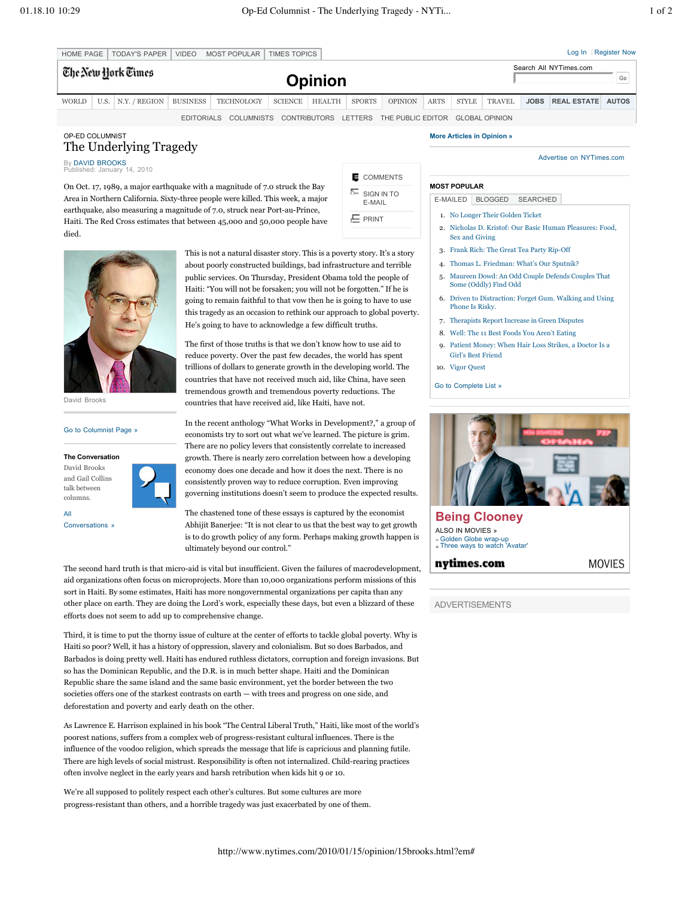OP-ED COLUMNIST

# The Underlying Tragedy

By DAVID BROOKS
Published: January 14, 2010

On Oct. 17, 1989, a major earthquake with a magnitude of 7.0 struck the Bay Area in Northern California. Sixty-three people were killed. This week, a major earthquake, also measuring a magnitude of 7.0, struck near Port-au-Prince, Haiti. The Red Cross estimates that between 45,000 and 50,000 people have died.

David Brooks

This is not a natural disaster story. This is a poverty story. It's a story about poorly constructed buildings, bad infrastructure and terrible public services. On Thursday, President Obama told the people of Haiti: "You will not be forsaken; you will not be forgotten." If he is going to remain faithful to that vow then he is going to have to use this tragedy as an occasion to rethink our approach to global poverty. He's going to have to acknowledge a few difficult truths.

The first of those truths is that we don't know how to use aid to reduce poverty. Over the past few decades, the world has spent trillions of dollars to generate growth in the developing world. The countries that have not received much aid, like China, have seen tremendous growth and tremendous poverty reductions. The countries that have received aid, like Haiti, have not.

In the recent anthology "What Works in Development?," a group of economists try to sort out what we've learned. The picture is grim. There are no policy levers that consistently correlate to increased growth. There is nearly zero correlation between how a developing economy does one decade and how it does the next. There is no consistently proven way to reduce corruption. Even improving governing institutions doesn't seem to produce the expected results.

The chastened tone of these essays is captured by the economist Abhijit Banerjee: "It is not clear to us that the best way to get growth is to do growth policy of any form. Perhaps making growth happen is ultimately beyond our control."

The second hard truth is that micro-aid is vital but insufficient. Given the failures of macrodevelopment, aid organizations often focus on microprojects. More than 10,000 organizations perform missions of this sort in Haiti. By some estimates, Haiti has more nongovernmental organizations per capita than any other place on earth. They are doing the Lord's work, especially these days, but even a blizzard of these efforts does not seem to add up to comprehensive change.

Third, it is time to put the thorny issue of culture at the center of efforts to tackle global poverty. Why is Haiti so poor? Well, it has a history of oppression, slavery and colonialism. But so does Barbados, and Barbados is doing pretty well. Haiti has endured ruthless dictators, corruption and foreign invasions. But so has the Dominican Republic, and the D.R. is in much better shape. Haiti and the Dominican Republic share the same island and the same basic environment, yet the border between the two societies offers one of the starkest contrasts on earth — with trees and progress on one side, and deforestation and poverty and early death on the other.

As Lawrence E. Harrison explained in his book "The Central Liberal Truth," Haiti, like most of the world's poorest nations, suffers from a complex web of progress-resistant cultural influences. There is the influence of the voodoo religion, which spreads the message that life is capricious and planning futile. There are high levels of social mistrust. Responsibility is often not internalized. Child-rearing practices often involve neglect in the early years and harsh retribution when kids hit 9 or 10.

We're all supposed to politely respect each other's cultures. But some cultures are more progress-resistant than others, and a horrible tragedy was just exacerbated by one of them.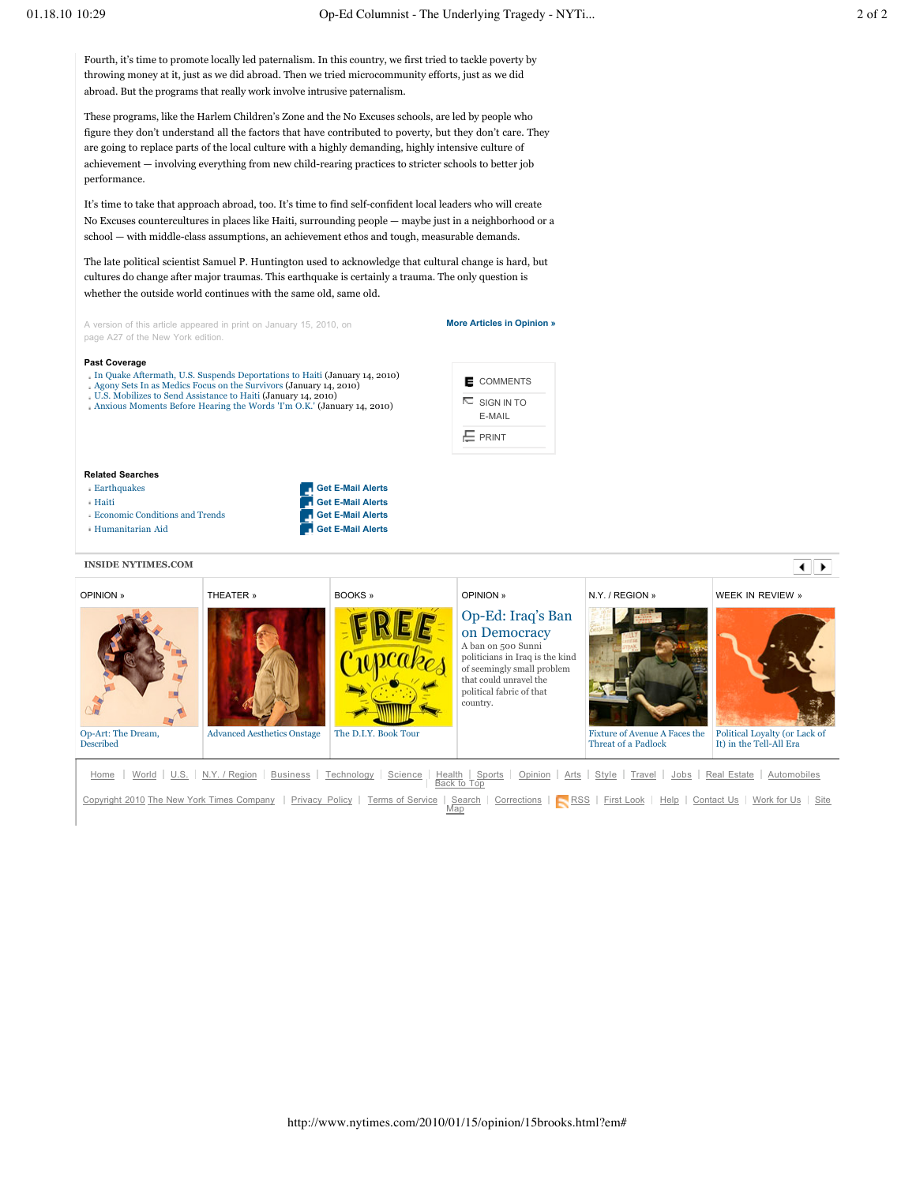Fourth, it's time to promote locally led paternalism. In this country, we first tried to tackle poverty by throwing money at it, just as we did abroad. Then we tried microcommunity efforts, just as we did abroad. But the programs that really work involve intrusive paternalism.

These programs, like the Harlem Children's Zone and the No Excuses schools, are led by people who figure they don't understand all the factors that have contributed to poverty, but they don't care. They are going to replace parts of the local culture with a highly demanding, highly intensive culture of achievement — involving everything from new child-rearing practices to stricter schools to better job performance.

It's time to take that approach abroad, too. It's time to find self-confident local leaders who will create No Excuses countercultures in places like Haiti, surrounding people — maybe just in a neighborhood or a school — with middle-class assumptions, an achievement ethos and tough, measurable demands.

The late political scientist Samuel P. Huntington used to acknowledge that cultural change is hard, but cultures do change after major traumas. This earthquake is certainly a trauma. The only question is whether the outside world continues with the same old, same old.

A version of this article appeared in print on January 15, 2010, on page A27 of the New York edition.

More Articles in Opinion »

**Past Coverage**

- In Quake Aftermath, U.S. Suspends Deportations to Haiti (January 14, 2010)
- Agony Sets In as Medics Focus on the Survivors (January 14, 2010)
- U.S. Mobilizes to Send Assistance to Haiti (January 14, 2010)
- Anxious Moments Before Hearing the Words 'I'm O.K.' (January 14, 2010)

COMMENTS

SIGN IN TO E-MAIL

PRINT

**Related Searches**

- Earthquakes — Get E-Mail Alerts
- Haiti — Get E-Mail Alerts
- Economic Conditions and Trends — Get E-Mail Alerts
- Humanitarian Aid — Get E-Mail Alerts

**INSIDE NYTIMES.COM**

OPINION » Op-Art: The Dream, Described

THEATER » Advanced Aesthetics Onstage

BOOKS » The D.I.Y. Book Tour

OPINION » Op-Ed: Iraq's Ban on Democracy
A ban on 500 Sunni politicians in Iraq is the kind of seemingly small problem that could unravel the political fabric of that country.

N.Y. / REGION » Fixture of Avenue A Faces the Threat of a Padlock

WEEK IN REVIEW » Political Loyalty (or Lack of It) in the Tell-All Era

Home | World | U.S. | N.Y. / Region | Business | Technology | Science | Health | Sports | Opinion | Arts | Style | Travel | Jobs | Real Estate | Automobiles | Back to Top

Copyright 2010 The New York Times Company | Privacy Policy | Terms of Service | Search | Corrections | RSS | First Look | Help | Contact Us | Work for Us | Site Map